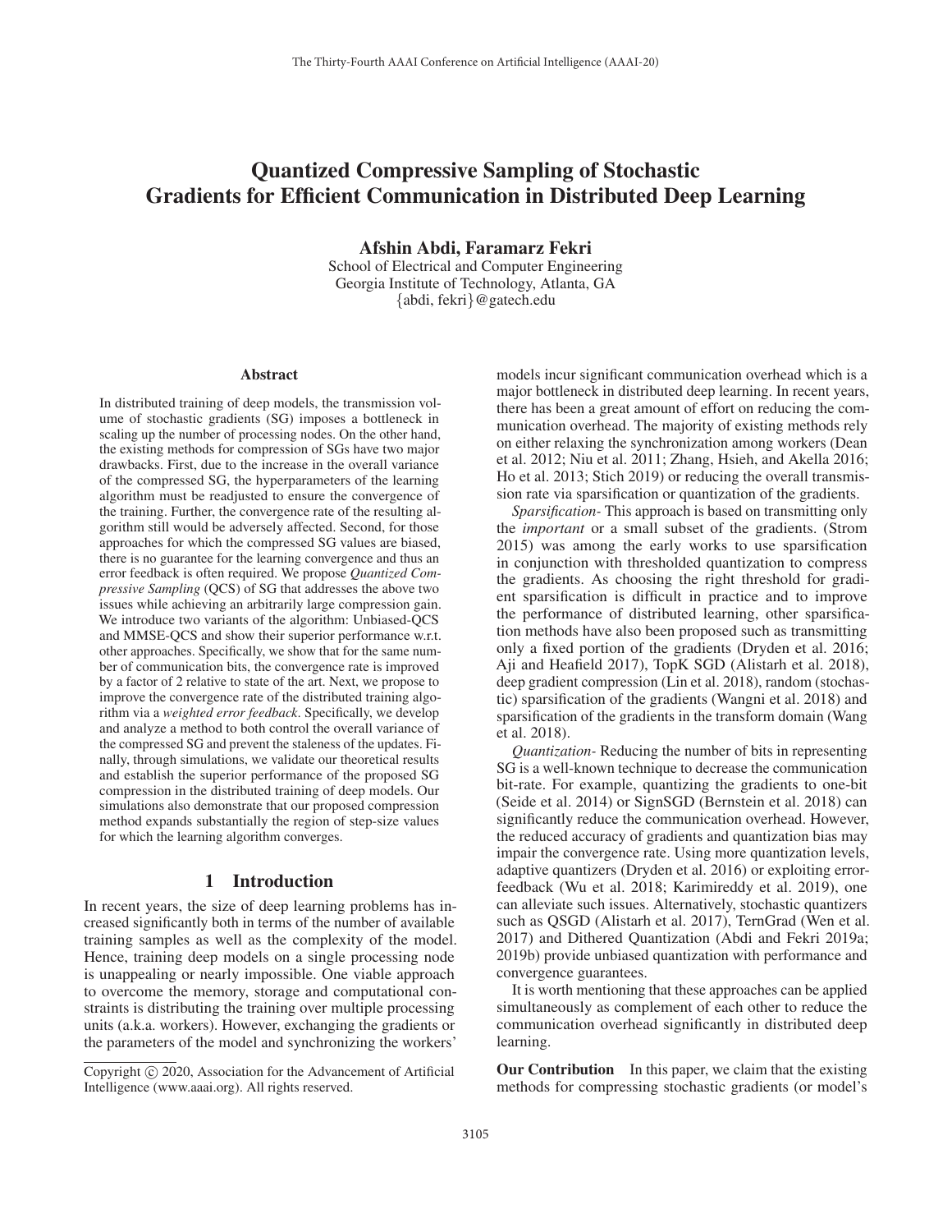# Quantized Compressive Sampling of Stochastic Gradients for Efficient Communication in Distributed Deep Learning

**Afshin Abdi, Faramarz Fekri**

School of Electrical and Computer Engineering
Georgia Institute of Technology, Atlanta, GA
{abdi, fekri}@gatech.edu

## Abstract

In distributed training of deep models, the transmission volume of stochastic gradients (SG) imposes a bottleneck in scaling up the number of processing nodes. On the other hand, the existing methods for compression of SGs have two major drawbacks. First, due to the increase in the overall variance of the compressed SG, the hyperparameters of the learning algorithm must be readjusted to ensure the convergence of the training. Further, the convergence rate of the resulting algorithm still would be adversely affected. Second, for those approaches for which the compressed SG values are biased, there is no guarantee for the learning convergence and thus an error feedback is often required. We propose *Quantized Compressive Sampling* (QCS) of SG that addresses the above two issues while achieving an arbitrarily large compression gain. We introduce two variants of the algorithm: Unbiased-QCS and MMSE-QCS and show their superior performance w.r.t. other approaches. Specifically, we show that for the same number of communication bits, the convergence rate is improved by a factor of 2 relative to state of the art. Next, we propose to improve the convergence rate of the distributed training algorithm via a *weighted error feedback*. Specifically, we develop and analyze a method to both control the overall variance of the compressed SG and prevent the staleness of the updates. Finally, through simulations, we validate our theoretical results and establish the superior performance of the proposed SG compression in the distributed training of deep models. Our simulations also demonstrate that our proposed compression method expands substantially the region of step-size values for which the learning algorithm converges.

## 1 Introduction

In recent years, the size of deep learning problems has increased significantly both in terms of the number of available training samples as well as the complexity of the model. Hence, training deep models on a single processing node is unappealing or nearly impossible. One viable approach to overcome the memory, storage and computational constraints is distributing the training over multiple processing units (a.k.a. workers). However, exchanging the gradients or the parameters of the model and synchronizing the workers' models incur significant communication overhead which is a major bottleneck in distributed deep learning. In recent years, there has been a great amount of effort on reducing the communication overhead. The majority of existing methods rely on either relaxing the synchronization among workers (Dean et al. 2012; Niu et al. 2011; Zhang, Hsieh, and Akella 2016; Ho et al. 2013; Stich 2019) or reducing the overall transmission rate via sparsification or quantization of the gradients.

*Sparsification-* This approach is based on transmitting only the *important* or a small subset of the gradients. (Strom 2015) was among the early works to use sparsification in conjunction with thresholded quantization to compress the gradients. As choosing the right threshold for gradient sparsification is difficult in practice and to improve the performance of distributed learning, other sparsification methods have also been proposed such as transmitting only a fixed portion of the gradients (Dryden et al. 2016; Aji and Heafield 2017), TopK SGD (Alistarh et al. 2018), deep gradient compression (Lin et al. 2018), random (stochastic) sparsification of the gradients (Wangni et al. 2018) and sparsification of the gradients in the transform domain (Wang et al. 2018).

*Quantization-* Reducing the number of bits in representing SG is a well-known technique to decrease the communication bit-rate. For example, quantizing the gradients to one-bit (Seide et al. 2014) or SignSGD (Bernstein et al. 2018) can significantly reduce the communication overhead. However, the reduced accuracy of gradients and quantization bias may impair the convergence rate. Using more quantization levels, adaptive quantizers (Dryden et al. 2016) or exploiting error-feedback (Wu et al. 2018; Karimireddy et al. 2019), one can alleviate such issues. Alternatively, stochastic quantizers such as QSGD (Alistarh et al. 2017), TernGrad (Wen et al. 2017) and Dithered Quantization (Abdi and Fekri 2019a; 2019b) provide unbiased quantization with performance and convergence guarantees.

It is worth mentioning that these approaches can be applied simultaneously as complement of each other to reduce the communication overhead significantly in distributed deep learning.

**Our Contribution** In this paper, we claim that the existing methods for compressing stochastic gradients (or model's

Copyright © 2020, Association for the Advancement of Artificial Intelligence (www.aaai.org). All rights reserved.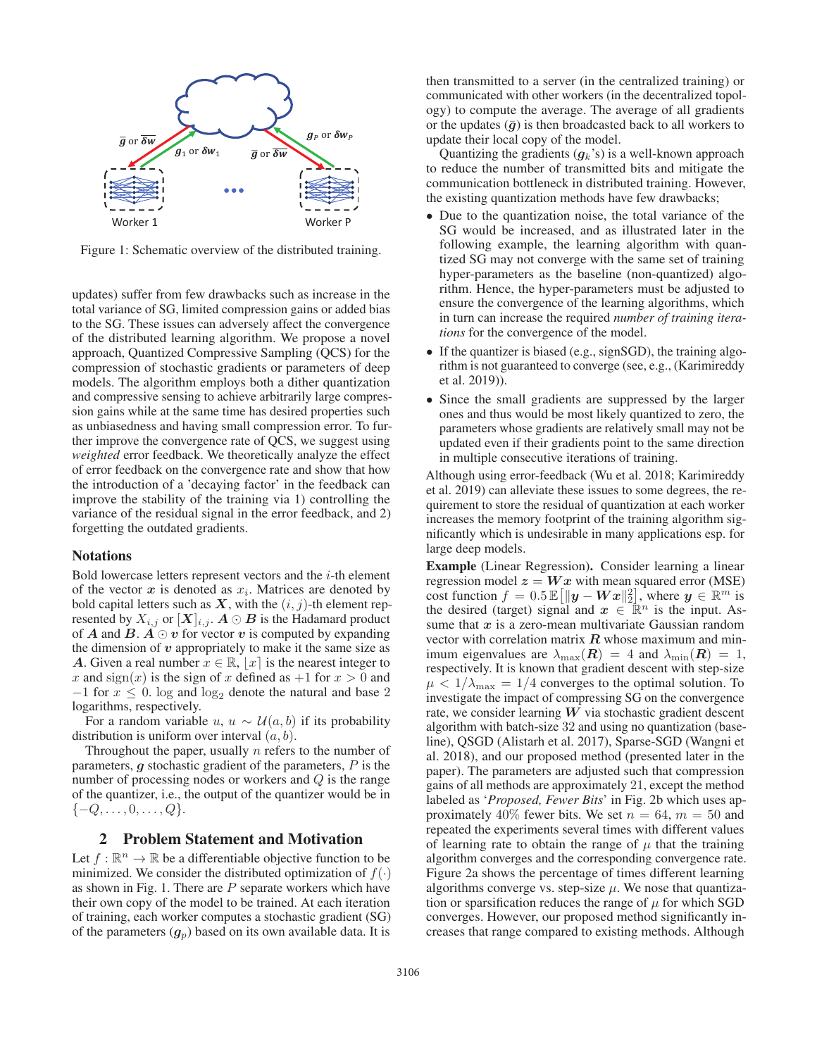Figure 1: Schematic overview of the distributed training.

updates) suffer from few drawbacks such as increase in the total variance of SG, limited compression gains or added bias to the SG. These issues can adversely affect the convergence of the distributed learning algorithm. We propose a novel approach, Quantized Compressive Sampling (QCS) for the compression of stochastic gradients or parameters of deep models. The algorithm employs both a dither quantization and compressive sensing to achieve arbitrarily large compression gains while at the same time has desired properties such as unbiasedness and having small compression error. To further improve the convergence rate of QCS, we suggest using *weighted* error feedback. We theoretically analyze the effect of error feedback on the convergence rate and show that how the introduction of a 'decaying factor' in the feedback can improve the stability of the training via 1) controlling the variance of the residual signal in the error feedback, and 2) forgetting the outdated gradients.

### Notations

Bold lowercase letters represent vectors and the $i$-th element of the vector $\boldsymbol{x}$ is denoted as $x_i$. Matrices are denoted by bold capital letters such as $\boldsymbol{X}$, with the $(i, j)$-th element represented by $X_{i,j}$ or $[\boldsymbol{X}]_{i,j}$. $\boldsymbol{A} \odot \boldsymbol{B}$ is the Hadamard product of $\boldsymbol{A}$ and $\boldsymbol{B}$. $\boldsymbol{A} \odot \boldsymbol{v}$ for vector $\boldsymbol{v}$ is computed by expanding the dimension of $\boldsymbol{v}$ appropriately to make it the same size as $\boldsymbol{A}$. Given a real number $x \in \mathbb{R}$, $\lfloor x \rceil$ is the nearest integer to $x$ and $\text{sign}(x)$ is the sign of $x$ defined as $+1$ for $x > 0$ and $-1$ for $x \leq 0$. $\log$ and $\log_2$ denote the natural and base 2 logarithms, respectively.

For a random variable $u$, $u \sim \mathcal{U}(a, b)$ if its probability distribution is uniform over interval $(a, b)$.

Throughout the paper, usually $n$ refers to the number of parameters, $\boldsymbol{g}$ stochastic gradient of the parameters, $P$ is the number of processing nodes or workers and $Q$ is the range of the quantizer, i.e., the output of the quantizer would be in $\{-Q, \ldots, 0, \ldots, Q\}$.

## 2 Problem Statement and Motivation

Let $f : \mathbb{R}^n \to \mathbb{R}$ be a differentiable objective function to be minimized. We consider the distributed optimization of $f(\cdot)$ as shown in Fig. 1. There are $P$ separate workers which have their own copy of the model to be trained. At each iteration of training, each worker computes a stochastic gradient (SG) of the parameters ($\boldsymbol{g}_p$) based on its own available data. It is then transmitted to a server (in the centralized training) or communicated with other workers (in the decentralized topology) to compute the average. The average of all gradients or the updates ($\bar{\boldsymbol{g}}$) is then broadcasted back to all workers to update their local copy of the model.

Quantizing the gradients ($\boldsymbol{g}_k$'s) is a well-known approach to reduce the number of transmitted bits and mitigate the communication bottleneck in distributed training. However, the existing quantization methods have few drawbacks;

- Due to the quantization noise, the total variance of the SG would be increased, and as illustrated later in the following example, the learning algorithm with quantized SG may not converge with the same set of training hyper-parameters as the baseline (non-quantized) algorithm. Hence, the hyper-parameters must be adjusted to ensure the convergence of the learning algorithms, which in turn can increase the required *number of training iterations* for the convergence of the model.
- If the quantizer is biased (e.g., signSGD), the training algorithm is not guaranteed to converge (see, e.g., (Karimireddy et al. 2019)).
- Since the small gradients are suppressed by the larger ones and thus would be most likely quantized to zero, the parameters whose gradients are relatively small may not be updated even if their gradients point to the same direction in multiple consecutive iterations of training.

Although using error-feedback (Wu et al. 2018; Karimireddy et al. 2019) can alleviate these issues to some degrees, the requirement to store the residual of quantization at each worker increases the memory footprint of the training algorithm significantly which is undesirable in many applications esp. for large deep models.

**Example** (Linear Regression)**.** Consider learning a linear regression model $\boldsymbol{z} = \boldsymbol{W}\boldsymbol{x}$ with mean squared error (MSE) cost function $f = 0.5\,\mathbb{E}\left[\|\boldsymbol{y} - \boldsymbol{W}\boldsymbol{x}\|_2^2\right]$, where $\boldsymbol{y} \in \mathbb{R}^m$ is the desired (target) signal and $\boldsymbol{x} \in \mathbb{R}^n$ is the input. Assume that $\boldsymbol{x}$ is a zero-mean multivariate Gaussian random vector with correlation matrix $\boldsymbol{R}$ whose maximum and minimum eigenvalues are $\lambda_{\max}(\boldsymbol{R}) = 4$ and $\lambda_{\min}(\boldsymbol{R}) = 1$, respectively. It is known that gradient descent with step-size $\mu < 1/\lambda_{\max} = 1/4$ converges to the optimal solution. To investigate the impact of compressing SG on the convergence rate, we consider learning $\boldsymbol{W}$ via stochastic gradient descent algorithm with batch-size 32 and using no quantization (baseline), QSGD (Alistarh et al. 2017), Sparse-SGD (Wangni et al. 2018), and our proposed method (presented later in the paper). The parameters are adjusted such that compression gains of all methods are approximately 21, except the method labeled as '*Proposed, Fewer Bits*' in Fig. 2b which uses approximately 40% fewer bits. We set $n = 64$, $m = 50$ and repeated the experiments several times with different values of learning rate to obtain the range of $\mu$ that the training algorithm converges and the corresponding convergence rate. Figure 2a shows the percentage of times different learning algorithms converge vs. step-size $\mu$. We nose that quantization or sparsification reduces the range of $\mu$ for which SGD converges. However, our proposed method significantly increases that range compared to existing methods. Although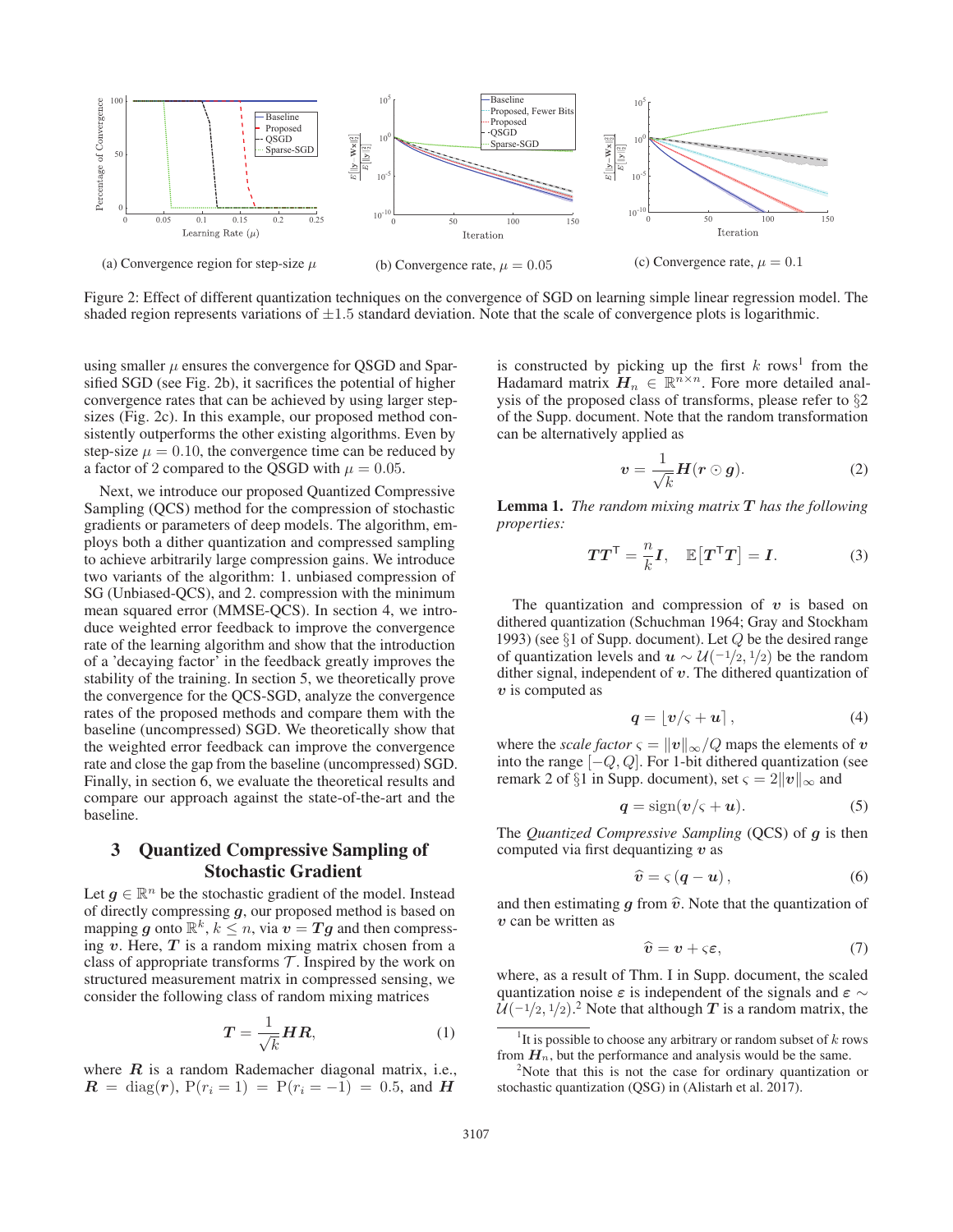(a) Convergence region for step-size $\mu$

(b) Convergence rate, $\mu = 0.05$

(c) Convergence rate, $\mu = 0.1$

Figure 2: Effect of different quantization techniques on the convergence of SGD on learning simple linear regression model. The shaded region represents variations of $\pm 1.5$ standard deviation. Note that the scale of convergence plots is logarithmic.

using smaller $\mu$ ensures the convergence for QSGD and Sparsified SGD (see Fig. 2b), it sacrifices the potential of higher convergence rates that can be achieved by using larger step-sizes (Fig. 2c). In this example, our proposed method consistently outperforms the other existing algorithms. Even by step-size $\mu = 0.10$, the convergence time can be reduced by a factor of 2 compared to the QSGD with $\mu = 0.05$.

Next, we introduce our proposed Quantized Compressive Sampling (QCS) method for the compression of stochastic gradients or parameters of deep models. The algorithm, employs both a dither quantization and compressed sampling to achieve arbitrarily large compression gains. We introduce two variants of the algorithm: 1. unbiased compression of SG (Unbiased-QCS), and 2. compression with the minimum mean squared error (MMSE-QCS). In section 4, we introduce weighted error feedback to improve the convergence rate of the learning algorithm and show that the introduction of a 'decaying factor' in the feedback greatly improves the stability of the training. In section 5, we theoretically prove the convergence for the QCS-SGD, analyze the convergence rates of the proposed methods and compare them with the baseline (uncompressed) SGD. We theoretically show that the weighted error feedback can improve the convergence rate and close the gap from the baseline (uncompressed) SGD. Finally, in section 6, we evaluate the theoretical results and compare our approach against the state-of-the-art and the baseline.

## 3 Quantized Compressive Sampling of Stochastic Gradient

Let $\boldsymbol{g} \in \mathbb{R}^n$ be the stochastic gradient of the model. Instead of directly compressing $\boldsymbol{g}$, our proposed method is based on mapping $\boldsymbol{g}$ onto $\mathbb{R}^k$, $k \leq n$, via $\boldsymbol{v} = \boldsymbol{T}\boldsymbol{g}$ and then compressing $\boldsymbol{v}$. Here, $\boldsymbol{T}$ is a random mixing matrix chosen from a class of appropriate transforms $\mathcal{T}$. Inspired by the work on structured measurement matrix in compressed sensing, we consider the following class of random mixing matrices

$$\boldsymbol{T} = \frac{1}{\sqrt{k}}\boldsymbol{H}\boldsymbol{R}, \tag{1}$$

where $\boldsymbol{R}$ is a random Rademacher diagonal matrix, i.e., $\boldsymbol{R} = \mathrm{diag}(\boldsymbol{r})$, $\mathrm{P}(r_i = 1) = \mathrm{P}(r_i = -1) = 0.5$, and $\boldsymbol{H}$ is constructed by picking up the first $k$ rows[1] from the Hadamard matrix $\boldsymbol{H}_n \in \mathbb{R}^{n\times n}$. Fore more detailed analysis of the proposed class of transforms, please refer to §2 of the Supp. document. Note that the random transformation can be alternatively applied as

$$\boldsymbol{v} = \frac{1}{\sqrt{k}}\boldsymbol{H}(\boldsymbol{r} \odot \boldsymbol{g}). \tag{2}$$

**Lemma 1.** *The random mixing matrix $\boldsymbol{T}$ has the following properties:*

$$\boldsymbol{T}\boldsymbol{T}^{\mathsf{T}} = \frac{n}{k}\boldsymbol{I}, \quad \mathbb{E}\left[\boldsymbol{T}^{\mathsf{T}}\boldsymbol{T}\right] = \boldsymbol{I}. \tag{3}$$

The quantization and compression of $\boldsymbol{v}$ is based on dithered quantization (Schuchman 1964; Gray and Stockham 1993) (see §1 of Supp. document). Let $Q$ be the desired range of quantization levels and $\boldsymbol{u} \sim \mathcal{U}(-1/2, 1/2)$ be the random dither signal, independent of $\boldsymbol{v}$. The dithered quantization of $\boldsymbol{v}$ is computed as

$$\boldsymbol{q} = \lfloor \boldsymbol{v}/\varsigma + \boldsymbol{u} \rceil, \tag{4}$$

where the *scale factor* $\varsigma = \|\boldsymbol{v}\|_\infty / Q$ maps the elements of $\boldsymbol{v}$ into the range $[-Q, Q]$. For 1-bit dithered quantization (see remark 2 of §1 in Supp. document), set $\varsigma = 2\|\boldsymbol{v}\|_\infty$ and

$$\boldsymbol{q} = \mathrm{sign}(\boldsymbol{v}/\varsigma + \boldsymbol{u}). \tag{5}$$

The *Quantized Compressive Sampling* (QCS) of $\boldsymbol{g}$ is then computed via first dequantizing $\boldsymbol{v}$ as

$$\widehat{\boldsymbol{v}} = \varsigma\,(\boldsymbol{q} - \boldsymbol{u}), \tag{6}$$

and then estimating $\boldsymbol{g}$ from $\widehat{\boldsymbol{v}}$. Note that the quantization of $\boldsymbol{v}$ can be written as

$$\widehat{\boldsymbol{v}} = \boldsymbol{v} + \varsigma\boldsymbol{\varepsilon}, \tag{7}$$

where, as a result of Thm. I in Supp. document, the scaled quantization noise $\boldsymbol{\varepsilon}$ is independent of the signals and $\boldsymbol{\varepsilon} \sim \mathcal{U}(-1/2, 1/2)$.[2] Note that although $\boldsymbol{T}$ is a random matrix, the

[1] It is possible to choose any arbitrary or random subset of $k$ rows from $\boldsymbol{H}_n$, but the performance and analysis would be the same.

[2] Note that this is not the case for ordinary quantization or stochastic quantization (QSG) in (Alistarh et al. 2017).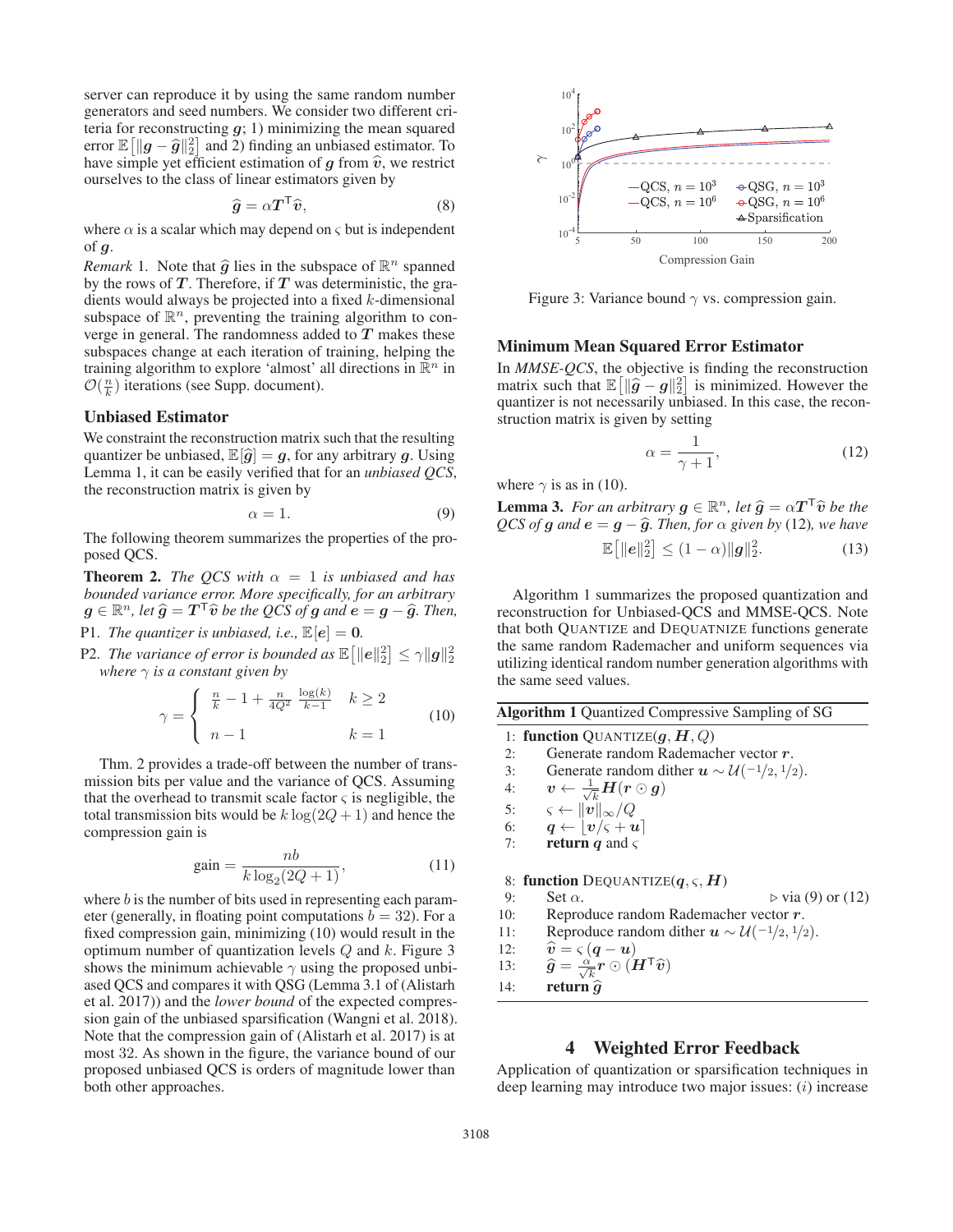server can reproduce it by using the same random number generators and seed numbers. We consider two different criteria for reconstructing $\boldsymbol{g}$; 1) minimizing the mean squared error $\mathbb{E}\left[\|\boldsymbol{g} - \widehat{\boldsymbol{g}}\|_2^2\right]$ and 2) finding an unbiased estimator. To have simple yet efficient estimation of $\boldsymbol{g}$ from $\widehat{\boldsymbol{v}}$, we restrict ourselves to the class of linear estimators given by

$$\widehat{\boldsymbol{g}} = \alpha \boldsymbol{T}^\mathsf{T} \widehat{\boldsymbol{v}}, \tag{8}$$

where $\alpha$ is a scalar which may depend on $\varsigma$ but is independent of $\boldsymbol{g}$.

*Remark* 1. Note that $\widehat{\boldsymbol{g}}$ lies in the subspace of $\mathbb{R}^n$ spanned by the rows of $\boldsymbol{T}$. Therefore, if $\boldsymbol{T}$ was deterministic, the gradients would always be projected into a fixed $k$-dimensional subspace of $\mathbb{R}^n$, preventing the training algorithm to converge in general. The randomness added to $\boldsymbol{T}$ makes these subspaces change at each iteration of training, helping the training algorithm to explore 'almost' all directions in $\mathbb{R}^n$ in $\mathcal{O}(\frac{n}{k})$ iterations (see Supp. document).

### Unbiased Estimator

We constraint the reconstruction matrix such that the resulting quantizer be unbiased, $\mathbb{E}[\widehat{\boldsymbol{g}}] = \boldsymbol{g}$, for any arbitrary $\boldsymbol{g}$. Using Lemma 1, it can be easily verified that for an *unbiased QCS*, the reconstruction matrix is given by

$$\alpha = 1. \tag{9}$$

The following theorem summarizes the properties of the proposed QCS.

**Theorem 2.** *The QCS with $\alpha = 1$ is unbiased and has bounded variance error. More specifically, for an arbitrary $\boldsymbol{g} \in \mathbb{R}^n$, let $\widehat{\boldsymbol{g}} = \boldsymbol{T}^\mathsf{T}\widehat{\boldsymbol{v}}$ be the QCS of $\boldsymbol{g}$ and $\boldsymbol{e} = \boldsymbol{g} - \widehat{\boldsymbol{g}}$. Then,*

P1. *The quantizer is unbiased, i.e.,* $\mathbb{E}[\boldsymbol{e}] = \boldsymbol{0}$.

P2. *The variance of error is bounded as* $\mathbb{E}\left[\|\boldsymbol{e}\|_2^2\right] \leq \gamma \|\boldsymbol{g}\|_2^2$ *where $\gamma$ is a constant given by*

$$\gamma = \begin{cases} \frac{n}{k} - 1 + \frac{n}{4Q^2}\,\frac{\log(k)}{k-1} & k \geq 2 \\ n - 1 & k = 1 \end{cases} \tag{10}$$

Thm. 2 provides a trade-off between the number of transmission bits per value and the variance of QCS. Assuming that the overhead to transmit scale factor $\varsigma$ is negligible, the total transmission bits would be $k\log(2Q+1)$ and hence the compression gain is

$$\text{gain} = \frac{nb}{k\log_2(2Q+1)}, \tag{11}$$

where $b$ is the number of bits used in representing each parameter (generally, in floating point computations $b = 32$). For a fixed compression gain, minimizing (10) would result in the optimum number of quantization levels $Q$ and $k$. Figure 3 shows the minimum achievable $\gamma$ using the proposed unbiased QCS and compares it with QSG (Lemma 3.1 of (Alistarh et al. 2017)) and the *lower bound* of the expected compression gain of the unbiased sparsification (Wangni et al. 2018). Note that the compression gain of (Alistarh et al. 2017) is at most 32. As shown in the figure, the variance bound of our proposed unbiased QCS is orders of magnitude lower than both other approaches.

Figure 3: Variance bound $\gamma$ vs. compression gain.

### Minimum Mean Squared Error Estimator

In *MMSE-QCS*, the objective is finding the reconstruction matrix such that $\mathbb{E}\left[\|\widehat{\boldsymbol{g}} - \boldsymbol{g}\|_2^2\right]$ is minimized. However the quantizer is not necessarily unbiased. In this case, the reconstruction matrix is given by setting

$$\alpha = \frac{1}{\gamma + 1}, \tag{12}$$

where $\gamma$ is as in (10).

**Lemma 3.** *For an arbitrary $\boldsymbol{g} \in \mathbb{R}^n$, let $\widehat{\boldsymbol{g}} = \alpha \boldsymbol{T}^\mathsf{T}\widehat{\boldsymbol{v}}$ be the QCS of $\boldsymbol{g}$ and $\boldsymbol{e} = \boldsymbol{g} - \widehat{\boldsymbol{g}}$. Then, for $\alpha$ given by* (12)*, we have*

$$\mathbb{E}\left[\|\boldsymbol{e}\|_2^2\right] \leq (1 - \alpha)\|\boldsymbol{g}\|_2^2. \tag{13}$$

Algorithm 1 summarizes the proposed quantization and reconstruction for Unbiased-QCS and MMSE-QCS. Note that both QUANTIZE and DEQUATNIZE functions generate the same random Rademacher and uniform sequences via utilizing identical random number generation algorithms with the same seed values.

**Algorithm 1** Quantized Compressive Sampling of SG

```
1:  function QUANTIZE(g, H, Q)
2:      Generate random Rademacher vector r.
3:      Generate random dither u ~ U(-1/2, 1/2).
4:      v ← (1/√k) H(r ⊙ g)
5:      ς ← ‖v‖_∞ / Q
6:      q ← ⌊v/ς + u⌉
7:      return q and ς

8:  function DEQUATNIZE(q, ς, H)
9:      Set α.                                  ▷ via (9) or (12)
10:     Reproduce random Rademacher vector r.
11:     Reproduce random dither u ~ U(-1/2, 1/2).
12:     v̂ = ς (q − u)
13:     ĝ = (α/√k) r ⊙ (H^T v̂)
14:     return ĝ
```

## 4 Weighted Error Feedback

Application of quantization or sparsification techniques in deep learning may introduce two major issues: ($i$) increase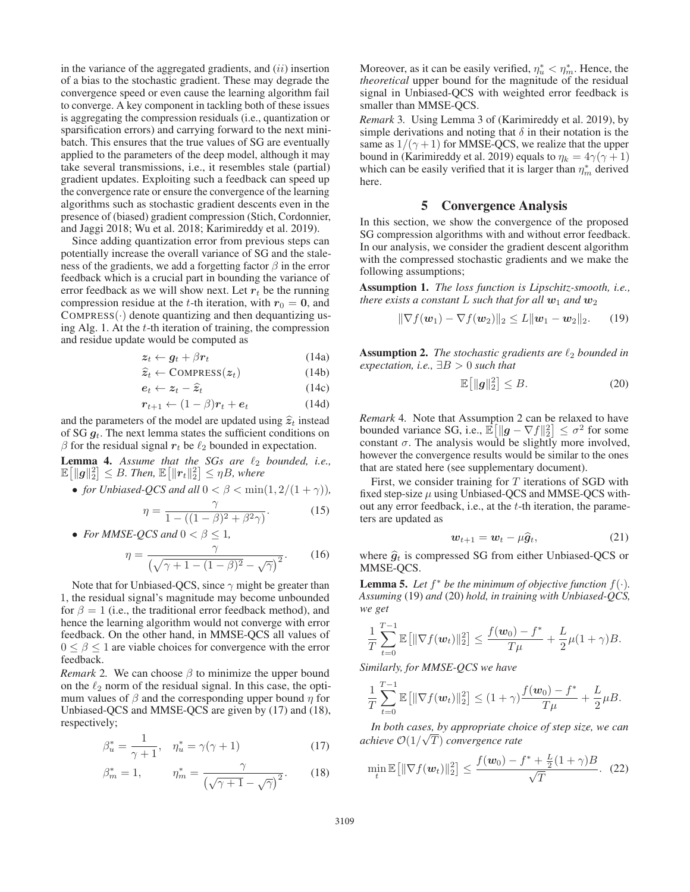in the variance of the aggregated gradients, and $(ii)$ insertion of a bias to the stochastic gradient. These may degrade the convergence speed or even cause the learning algorithm fail to converge. A key component in tackling both of these issues is aggregating the compression residuals (i.e., quantization or sparsification errors) and carrying forward to the next mini-batch. This ensures that the true values of SG are eventually applied to the parameters of the deep model, although it may take several transmissions, i.e., it resembles stale (partial) gradient updates. Exploiting such a feedback can speed up the convergence rate or ensure the convergence of the learning algorithms such as stochastic gradient descents even in the presence of (biased) gradient compression (Stich, Cordonnier, and Jaggi 2018; Wu et al. 2018; Karimireddy et al. 2019).

Since adding quantization error from previous steps can potentially increase the overall variance of SG and the staleness of the gradients, we add a forgetting factor $\beta$ in the error feedback which is a crucial part in bounding the variance of error feedback as we will show next. Let $\boldsymbol{r}_t$ be the running compression residue at the $t$-th iteration, with $\boldsymbol{r}_0 = \boldsymbol{0}$, and $\text{COMPRESS}(\cdot)$ denote quantizing and then dequantizing using Alg. 1. At the $t$-th iteration of training, the compression and residue update would be computed as

$$\boldsymbol{z}_t \leftarrow \boldsymbol{g}_t + \beta \boldsymbol{r}_t \tag{14a}$$

$$\widehat{\boldsymbol{z}}_t \leftarrow \text{COMPRESS}(\boldsymbol{z}_t) \tag{14b}$$

$$\boldsymbol{e}_t \leftarrow \boldsymbol{z}_t - \widehat{\boldsymbol{z}}_t \tag{14c}$$

$$\boldsymbol{r}_{t+1} \leftarrow (1-\beta)\boldsymbol{r}_t + \boldsymbol{e}_t \tag{14d}$$

and the parameters of the model are updated using $\widehat{\boldsymbol{z}}_t$ instead of SG $\boldsymbol{g}_t$. The next lemma states the sufficient conditions on $\beta$ for the residual signal $\boldsymbol{r}_t$ be $\ell_2$ bounded in expectation.

**Lemma 4.** *Assume that the SGs are $\ell_2$ bounded, i.e., $\mathbb{E}\big[\|\boldsymbol{g}\|_2^2\big] \leq B$. Then, $\mathbb{E}\big[\|\boldsymbol{r}_t\|_2^2\big] \leq \eta B$, where*

- *for Unbiased-QCS and all $0 < \beta < \min(1, 2/(1+\gamma))$,*

$$\eta = \frac{\gamma}{1 - ((1-\beta)^2 + \beta^2\gamma)}. \tag{15}$$

- *For MMSE-QCS and $0 < \beta \leq 1$,*

$$\eta = \frac{\gamma}{\left(\sqrt{\gamma + 1 - (1-\beta)^2} - \sqrt{\gamma}\right)^2}. \tag{16}$$

Note that for Unbiased-QCS, since $\gamma$ might be greater than 1, the residual signal's magnitude may become unbounded for $\beta = 1$ (i.e., the traditional error feedback method), and hence the learning algorithm would not converge with error feedback. On the other hand, in MMSE-QCS all values of $0 \leq \beta \leq 1$ are viable choices for convergence with the error feedback.

*Remark* 2. We can choose $\beta$ to minimize the upper bound on the $\ell_2$ norm of the residual signal. In this case, the optimum values of $\beta$ and the corresponding upper bound $\eta$ for Unbiased-QCS and MMSE-QCS are given by (17) and (18), respectively;

$$\beta_u^* = \frac{1}{\gamma+1}, \quad \eta_u^* = \gamma(\gamma+1) \tag{17}$$

$$\beta_m^* = 1, \qquad \eta_m^* = \frac{\gamma}{\left(\sqrt{\gamma+1} - \sqrt{\gamma}\right)^2}. \tag{18}$$

Moreover, as it can be easily verified, $\eta_u^* < \eta_m^*$. Hence, the *theoretical* upper bound for the magnitude of the residual signal in Unbiased-QCS with weighted error feedback is smaller than MMSE-QCS.

*Remark* 3. Using Lemma 3 of (Karimireddy et al. 2019), by simple derivations and noting that $\delta$ in their notation is the same as $1/(\gamma+1)$ for MMSE-QCS, we realize that the upper bound in (Karimireddy et al. 2019) equals to $\eta_k = 4\gamma(\gamma+1)$ which can be easily verified that it is larger than $\eta_m^*$ derived here.

## 5 Convergence Analysis

In this section, we show the convergence of the proposed SG compression algorithms with and without error feedback. In our analysis, we consider the gradient descent algorithm with the compressed stochastic gradients and we make the following assumptions;

**Assumption 1.** *The loss function is Lipschitz-smooth, i.e., there exists a constant $L$ such that for all $\boldsymbol{w}_1$ and $\boldsymbol{w}_2$*

$$\|\nabla f(\boldsymbol{w}_1) - \nabla f(\boldsymbol{w}_2)\|_2 \leq L\|\boldsymbol{w}_1 - \boldsymbol{w}_2\|_2. \tag{19}$$

**Assumption 2.** *The stochastic gradients are $\ell_2$ bounded in expectation, i.e., $\exists B > 0$ such that*

$$\mathbb{E}\big[\|\boldsymbol{g}\|_2^2\big] \leq B. \tag{20}$$

*Remark* 4. Note that Assumption 2 can be relaxed to have bounded variance SG, i.e., $\mathbb{E}\big[\|\boldsymbol{g} - \nabla f\|_2^2\big] \leq \sigma^2$ for some constant $\sigma$. The analysis would be slightly more involved, however the convergence results would be similar to the ones that are stated here (see supplementary document).

First, we consider training for $T$ iterations of SGD with fixed step-size $\mu$ using Unbiased-QCS and MMSE-QCS without any error feedback, i.e., at the $t$-th iteration, the parameters are updated as

$$\boldsymbol{w}_{t+1} = \boldsymbol{w}_t - \mu \widehat{\boldsymbol{g}}_t, \tag{21}$$

where $\widehat{\boldsymbol{g}}_t$ is compressed SG from either Unbiased-QCS or MMSE-QCS.

**Lemma 5.** *Let $f^*$ be the minimum of objective function $f(\cdot)$. Assuming* (19) *and* (20) *hold, in training with Unbiased-QCS, we get*

$$\frac{1}{T}\sum_{t=0}^{T-1} \mathbb{E}\big[\|\nabla f(\boldsymbol{w}_t)\|_2^2\big] \leq \frac{f(\boldsymbol{w}_0) - f^*}{T\mu} + \frac{L}{2}\mu(1+\gamma)B.$$

*Similarly, for MMSE-QCS we have*

$$\frac{1}{T}\sum_{t=0}^{T-1} \mathbb{E}\big[\|\nabla f(\boldsymbol{w}_t)\|_2^2\big] \leq (1+\gamma)\frac{f(\boldsymbol{w}_0) - f^*}{T\mu} + \frac{L}{2}\mu B.$$

*In both cases, by appropriate choice of step size, we can achieve $\mathcal{O}(1/\sqrt{T})$ convergence rate*

$$\min_t \mathbb{E}\big[\|\nabla f(\boldsymbol{w}_t)\|_2^2\big] \leq \frac{f(\boldsymbol{w}_0) - f^* + \frac{L}{2}(1+\gamma)B}{\sqrt{T}}. \tag{22}$$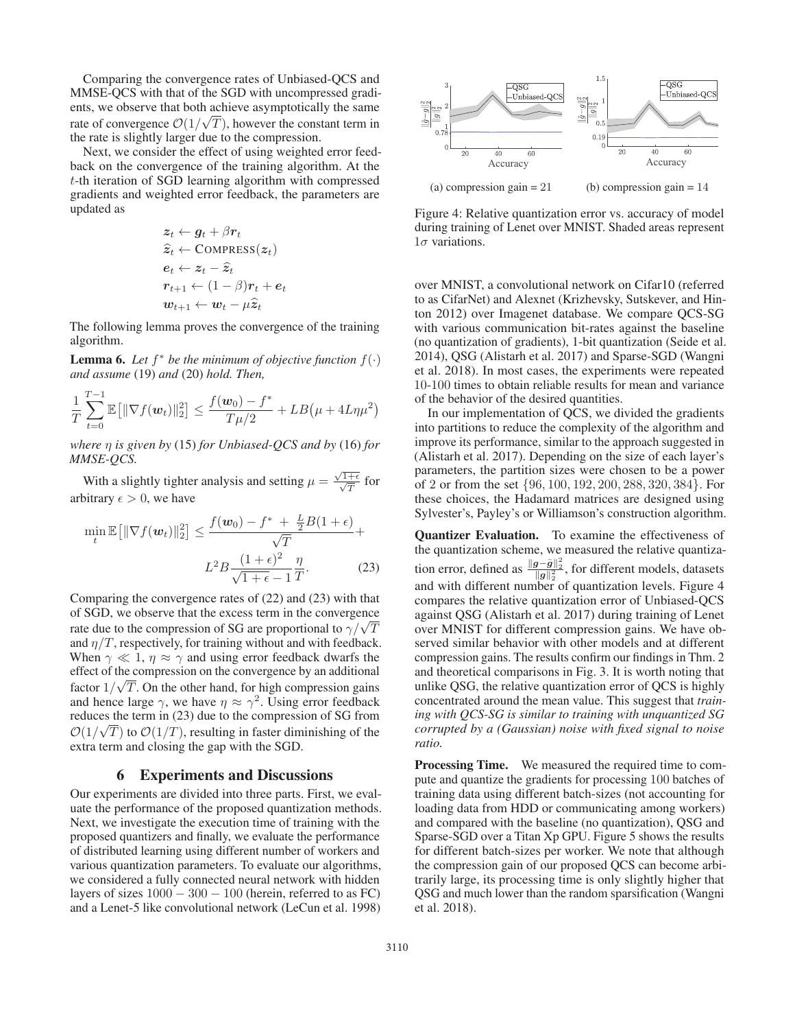Comparing the convergence rates of Unbiased-QCS and MMSE-QCS with that of the SGD with uncompressed gradients, we observe that both achieve asymptotically the same rate of convergence $\mathcal{O}(1/\sqrt{T})$, however the constant term in the rate is slightly larger due to the compression.

Next, we consider the effect of using weighted error feedback on the convergence of the training algorithm. At the $t$-th iteration of SGD learning algorithm with compressed gradients and weighted error feedback, the parameters are updated as

$$
\begin{aligned}
\boldsymbol{z}_t &\leftarrow \boldsymbol{g}_t + \beta \boldsymbol{r}_t \\
\widehat{\boldsymbol{z}}_t &\leftarrow \textsc{Compress}(\boldsymbol{z}_t) \\
\boldsymbol{e}_t &\leftarrow \boldsymbol{z}_t - \widehat{\boldsymbol{z}}_t \\
\boldsymbol{r}_{t+1} &\leftarrow (1-\beta)\boldsymbol{r}_t + \boldsymbol{e}_t \\
\boldsymbol{w}_{t+1} &\leftarrow \boldsymbol{w}_t - \mu \widehat{\boldsymbol{z}}_t
\end{aligned}
$$

The following lemma proves the convergence of the training algorithm.

**Lemma 6.** *Let $f^*$ be the minimum of objective function $f(\cdot)$ and assume* (19) *and* (20) *hold. Then,*

$$
\frac{1}{T}\sum_{t=0}^{T-1} \mathbb{E}\big[\|\nabla f(\boldsymbol{w}_t)\|_2^2\big] \le \frac{f(\boldsymbol{w}_0) - f^*}{T\mu/2} + LB\big(\mu + 4L\eta\mu^2\big)
$$

*where $\eta$ is given by* (15) *for Unbiased-QCS and by* (16) *for MMSE-QCS.*

With a slightly tighter analysis and setting $\mu = \frac{\sqrt{1+\epsilon}}{\sqrt{T}}$ for arbitrary $\epsilon > 0$, we have

$$
\min_t \mathbb{E}\big[\|\nabla f(\boldsymbol{w}_t)\|_2^2\big] \le \frac{f(\boldsymbol{w}_0) - f^* + \frac{L}{2}B(1+\epsilon)}{\sqrt{T}} + L^2 B \frac{(1+\epsilon)^2}{\sqrt{1+\epsilon}-1}\frac{\eta}{T}. \tag{23}
$$

Comparing the convergence rates of (22) and (23) with that of SGD, we observe that the excess term in the convergence rate due to the compression of SG are proportional to $\gamma/\sqrt{T}$ and $\eta/T$, respectively, for training without and with feedback. When $\gamma \ll 1$, $\eta \approx \gamma$ and using error feedback dwarfs the effect of the compression on the convergence by an additional factor $1/\sqrt{T}$. On the other hand, for high compression gains and hence large $\gamma$, we have $\eta \approx \gamma^2$. Using error feedback reduces the term in (23) due to the compression of SG from $\mathcal{O}(1/\sqrt{T})$ to $\mathcal{O}(1/T)$, resulting in faster diminishing of the extra term and closing the gap with the SGD.

## 6 Experiments and Discussions

Our experiments are divided into three parts. First, we evaluate the performance of the proposed quantization methods. Next, we investigate the execution time of training with the proposed quantizers and finally, we evaluate the performance of distributed learning using different number of workers and various quantization parameters. To evaluate our algorithms, we considered a fully connected neural network with hidden layers of sizes $1000-300-100$ (herein, referred to as FC) and a Lenet-5 like convolutional network (LeCun et al. 1998) over MNIST, a convolutional network on Cifar10 (referred to as CifarNet) and Alexnet (Krizhevsky, Sutskever, and Hinton 2012) over Imagenet database. We compare QCS-SG with various communication bit-rates against the baseline (no quantization of gradients), 1-bit quantization (Seide et al. 2014), QSG (Alistarh et al. 2017) and Sparse-SGD (Wangni et al. 2018). In most cases, the experiments were repeated 10-100 times to obtain reliable results for mean and variance of the behavior of the desired quantities.

In our implementation of QCS, we divided the gradients into partitions to reduce the complexity of the algorithm and improve its performance, similar to the approach suggested in (Alistarh et al. 2017). Depending on the size of each layer's parameters, the partition sizes were chosen to be a power of 2 or from the set $\{96, 100, 192, 200, 288, 320, 384\}$. For these choices, the Hadamard matrices are designed using Sylvester's, Payley's or Williamson's construction algorithm.

(a) compression gain = 21 (b) compression gain = 14

Figure 4: Relative quantization error vs. accuracy of model during training of Lenet over MNIST. Shaded areas represent $1\sigma$ variations.

**Quantizer Evaluation.** To examine the effectiveness of the quantization scheme, we measured the relative quantization error, defined as $\frac{\|\boldsymbol{g}-\tilde{\boldsymbol{g}}\|_2^2}{\|\boldsymbol{g}\|_2^2}$, for different models, datasets and with different number of quantization levels. Figure 4 compares the relative quantization error of Unbiased-QCS against QSG (Alistarh et al. 2017) during training of Lenet over MNIST for different compression gains. We have observed similar behavior with other models and at different compression gains. The results confirm our findings in Thm. 2 and theoretical comparisons in Fig. 3. It is worth noting that unlike QSG, the relative quantization error of QCS is highly concentrated around the mean value. This suggest that *training with QCS-SG is similar to training with unquantized SG corrupted by a (Gaussian) noise with fixed signal to noise ratio.*

**Processing Time.** We measured the required time to compute and quantize the gradients for processing 100 batches of training data using different batch-sizes (not accounting for loading data from HDD or communicating among workers) and compared with the baseline (no quantization), QSG and Sparse-SGD over a Titan Xp GPU. Figure 5 shows the results for different batch-sizes per worker. We note that although the compression gain of our proposed QCS can become arbitrarily large, its processing time is only slightly higher that QSG and much lower than the random sparsification (Wangni et al. 2018).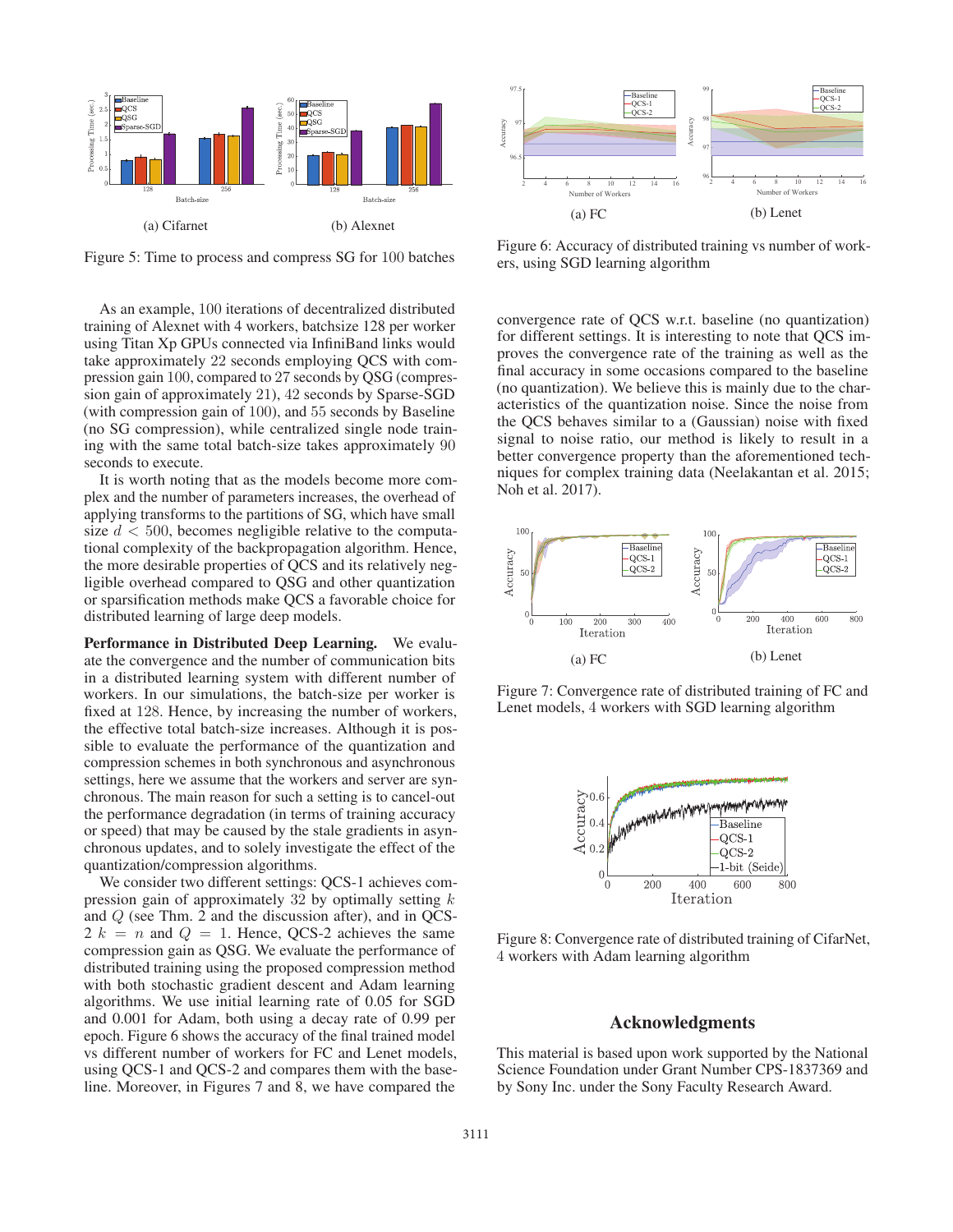Figure 5: Time to process and compress SG for 100 batches

As an example, 100 iterations of decentralized distributed training of Alexnet with 4 workers, batchsize 128 per worker using Titan Xp GPUs connected via InfiniBand links would take approximately 22 seconds employing QCS with compression gain 100, compared to 27 seconds by QSG (compression gain of approximately 21), 42 seconds by Sparse-SGD (with compression gain of 100), and 55 seconds by Baseline (no SG compression), while centralized single node training with the same total batch-size takes approximately 90 seconds to execute.

It is worth noting that as the models become more complex and the number of parameters increases, the overhead of applying transforms to the partitions of SG, which have small size $d < 500$, becomes negligible relative to the computational complexity of the backpropagation algorithm. Hence, the more desirable properties of QCS and its relatively negligible overhead compared to QSG and other quantization or sparsification methods make QCS a favorable choice for distributed learning of large deep models.

**Performance in Distributed Deep Learning.** We evaluate the convergence and the number of communication bits in a distributed learning system with different number of workers. In our simulations, the batch-size per worker is fixed at 128. Hence, by increasing the number of workers, the effective total batch-size increases. Although it is possible to evaluate the performance of the quantization and compression schemes in both synchronous and asynchronous settings, here we assume that the workers and server are synchronous. The main reason for such a setting is to cancel-out the performance degradation (in terms of training accuracy or speed) that may be caused by the stale gradients in asynchronous updates, and to solely investigate the effect of the quantization/compression algorithms.

We consider two different settings: QCS-1 achieves compression gain of approximately 32 by optimally setting $k$ and $Q$ (see Thm. 2 and the discussion after), and in QCS-2 $k = n$ and $Q = 1$. Hence, QCS-2 achieves the same compression gain as QSG. We evaluate the performance of distributed training using the proposed compression method with both stochastic gradient descent and Adam learning algorithms. We use initial learning rate of 0.05 for SGD and 0.001 for Adam, both using a decay rate of 0.99 per epoch. Figure 6 shows the accuracy of the final trained model vs different number of workers for FC and Lenet models, using QCS-1 and QCS-2 and compares them with the baseline. Moreover, in Figures 7 and 8, we have compared the convergence rate of QCS w.r.t. baseline (no quantization) for different settings. It is interesting to note that QCS improves the convergence rate of the training as well as the final accuracy in some occasions compared to the baseline (no quantization). We believe this is mainly due to the characteristics of the quantization noise. Since the noise from the QCS behaves similar to a (Gaussian) noise with fixed signal to noise ratio, our method is likely to result in a better convergence property than the aforementioned techniques for complex training data (Neelakantan et al. 2015; Noh et al. 2017).

Figure 6: Accuracy of distributed training vs number of workers, using SGD learning algorithm

Figure 7: Convergence rate of distributed training of FC and Lenet models, 4 workers with SGD learning algorithm

Figure 8: Convergence rate of distributed training of CifarNet, 4 workers with Adam learning algorithm

## Acknowledgments

This material is based upon work supported by the National Science Foundation under Grant Number CPS-1837369 and by Sony Inc. under the Sony Faculty Research Award.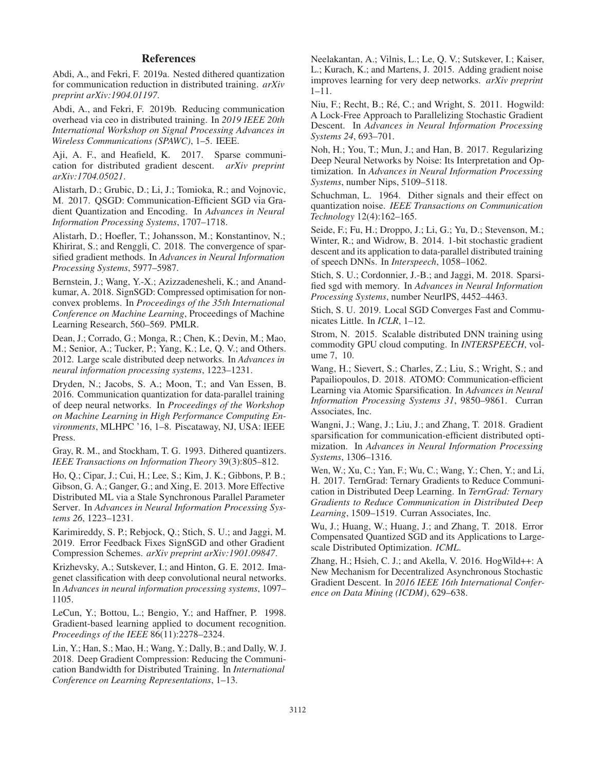## References

Abdi, A., and Fekri, F. 2019a. Nested dithered quantization for communication reduction in distributed training. *arXiv preprint arXiv:1904.01197*.

Abdi, A., and Fekri, F. 2019b. Reducing communication overhead via ceo in distributed training. In *2019 IEEE 20th International Workshop on Signal Processing Advances in Wireless Communications (SPAWC)*, 1–5. IEEE.

Aji, A. F., and Heafield, K. 2017. Sparse communication for distributed gradient descent. *arXiv preprint arXiv:1704.05021*.

Alistarh, D.; Grubic, D.; Li, J.; Tomioka, R.; and Vojnovic, M. 2017. QSGD: Communication-Efficient SGD via Gradient Quantization and Encoding. In *Advances in Neural Information Processing Systems*, 1707–1718.

Alistarh, D.; Hoefler, T.; Johansson, M.; Konstantinov, N.; Khirirat, S.; and Renggli, C. 2018. The convergence of sparsified gradient methods. In *Advances in Neural Information Processing Systems*, 5977–5987.

Bernstein, J.; Wang, Y.-X.; Azizzadenesheli, K.; and Anandkumar, A. 2018. SignSGD: Compressed optimisation for non-convex problems. In *Proceedings of the 35th International Conference on Machine Learning*, Proceedings of Machine Learning Research, 560–569. PMLR.

Dean, J.; Corrado, G.; Monga, R.; Chen, K.; Devin, M.; Mao, M.; Senior, A.; Tucker, P.; Yang, K.; Le, Q. V.; and Others. 2012. Large scale distributed deep networks. In *Advances in neural information processing systems*, 1223–1231.

Dryden, N.; Jacobs, S. A.; Moon, T.; and Van Essen, B. 2016. Communication quantization for data-parallel training of deep neural networks. In *Proceedings of the Workshop on Machine Learning in High Performance Computing Environments*, MLHPC '16, 1–8. Piscataway, NJ, USA: IEEE Press.

Gray, R. M., and Stockham, T. G. 1993. Dithered quantizers. *IEEE Transactions on Information Theory* 39(3):805–812.

Ho, Q.; Cipar, J.; Cui, H.; Lee, S.; Kim, J. K.; Gibbons, P. B.; Gibson, G. A.; Ganger, G.; and Xing, E. 2013. More Effective Distributed ML via a Stale Synchronous Parallel Parameter Server. In *Advances in Neural Information Processing Systems 26*, 1223–1231.

Karimireddy, S. P.; Rebjock, Q.; Stich, S. U.; and Jaggi, M. 2019. Error Feedback Fixes SignSGD and other Gradient Compression Schemes. *arXiv preprint arXiv:1901.09847*.

Krizhevsky, A.; Sutskever, I.; and Hinton, G. E. 2012. Imagenet classification with deep convolutional neural networks. In *Advances in neural information processing systems*, 1097–1105.

LeCun, Y.; Bottou, L.; Bengio, Y.; and Haffner, P. 1998. Gradient-based learning applied to document recognition. *Proceedings of the IEEE* 86(11):2278–2324.

Lin, Y.; Han, S.; Mao, H.; Wang, Y.; Dally, B.; and Dally, W. J. 2018. Deep Gradient Compression: Reducing the Communication Bandwidth for Distributed Training. In *International Conference on Learning Representations*, 1–13.

Neelakantan, A.; Vilnis, L.; Le, Q. V.; Sutskever, I.; Kaiser, L.; Kurach, K.; and Martens, J. 2015. Adding gradient noise improves learning for very deep networks. *arXiv preprint* 1–11.

Niu, F.; Recht, B.; Ré, C.; and Wright, S. 2011. Hogwild: A Lock-Free Approach to Parallelizing Stochastic Gradient Descent. In *Advances in Neural Information Processing Systems 24*, 693–701.

Noh, H.; You, T.; Mun, J.; and Han, B. 2017. Regularizing Deep Neural Networks by Noise: Its Interpretation and Optimization. In *Advances in Neural Information Processing Systems*, number Nips, 5109–5118.

Schuchman, L. 1964. Dither signals and their effect on quantization noise. *IEEE Transactions on Communication Technology* 12(4):162–165.

Seide, F.; Fu, H.; Droppo, J.; Li, G.; Yu, D.; Stevenson, M.; Winter, R.; and Widrow, B. 2014. 1-bit stochastic gradient descent and its application to data-parallel distributed training of speech DNNs. In *Interspeech*, 1058–1062.

Stich, S. U.; Cordonnier, J.-B.; and Jaggi, M. 2018. Sparsified sgd with memory. In *Advances in Neural Information Processing Systems*, number NeurIPS, 4452–4463.

Stich, S. U. 2019. Local SGD Converges Fast and Communicates Little. In *ICLR*, 1–12.

Strom, N. 2015. Scalable distributed DNN training using commodity GPU cloud computing. In *INTERSPEECH*, volume 7, 10.

Wang, H.; Sievert, S.; Charles, Z.; Liu, S.; Wright, S.; and Papailiopoulos, D. 2018. ATOMO: Communication-efficient Learning via Atomic Sparsification. In *Advances in Neural Information Processing Systems 31*, 9850–9861. Curran Associates, Inc.

Wangni, J.; Wang, J.; Liu, J.; and Zhang, T. 2018. Gradient sparsification for communication-efficient distributed optimization. In *Advances in Neural Information Processing Systems*, 1306–1316.

Wen, W.; Xu, C.; Yan, F.; Wu, C.; Wang, Y.; Chen, Y.; and Li, H. 2017. TernGrad: Ternary Gradients to Reduce Communication in Distributed Deep Learning. In *TernGrad: Ternary Gradients to Reduce Communication in Distributed Deep Learning*, 1509–1519. Curran Associates, Inc.

Wu, J.; Huang, W.; Huang, J.; and Zhang, T. 2018. Error Compensated Quantized SGD and its Applications to Large-scale Distributed Optimization. *ICML*.

Zhang, H.; Hsieh, C. J.; and Akella, V. 2016. HogWild++: A New Mechanism for Decentralized Asynchronous Stochastic Gradient Descent. In *2016 IEEE 16th International Conference on Data Mining (ICDM)*, 629–638.